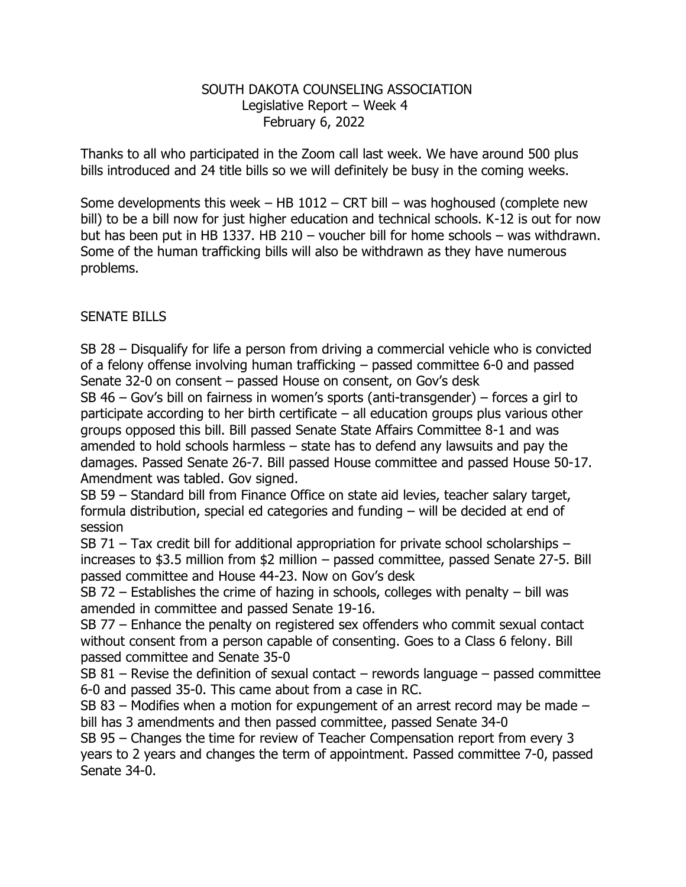# SOUTH DAKOTA COUNSELING ASSOCIATION

Legislative Report – Week 4

February 6, 2022

Thanks to all who participated in the Zoom call last week. We have around 500 plus bills introduced and 24 title bills so we will definitely be busy in the coming weeks.

Some developments this week – HB 1012 – CRT bill – was hoghoused (complete new bill) to be a bill now for just higher education and technical schools. K-12 is out for now but has been put in HB 1337. HB 210 – voucher bill for home schools – was withdrawn. Some of the human trafficking bills will also be withdrawn as they have numerous problems.

## SENATE BILLS

SB 28 – Disqualify for life a person from driving a commercial vehicle who is convicted of a felony offense involving human trafficking – passed committee 6-0 and passed Senate 32-0 on consent – passed House on consent, on Gov's desk

SB 46 – Gov's bill on fairness in women's sports (anti-transgender) – forces a girl to participate according to her birth certificate – all education groups plus various other groups opposed this bill. Bill passed Senate State Affairs Committee 8-1 and was amended to hold schools harmless – state has to defend any lawsuits and pay the damages. Passed Senate 26-7. Bill passed House committee and passed House 50-17. Amendment was tabled. Gov signed.

SB 59 – Standard bill from Finance Office on state aid levies, teacher salary target, formula distribution, special ed categories and funding – will be decided at end of session

SB 71 – Tax credit bill for additional appropriation for private school scholarships – increases to $3.5 million from $2 million – passed committee, passed Senate 27-5. Bill passed committee and House 44-23. Now on Gov's desk

SB 72 – Establishes the crime of hazing in schools, colleges with penalty – bill was amended in committee and passed Senate 19-16.

SB 77 – Enhance the penalty on registered sex offenders who commit sexual contact without consent from a person capable of consenting. Goes to a Class 6 felony. Bill passed committee and Senate 35-0

SB 81 – Revise the definition of sexual contact – rewords language – passed committee 6-0 and passed 35-0. This came about from a case in RC.

SB 83 – Modifies when a motion for expungement of an arrest record may be made – bill has 3 amendments and then passed committee, passed Senate 34-0

SB 95 – Changes the time for review of Teacher Compensation report from every 3 years to 2 years and changes the term of appointment. Passed committee 7-0, passed Senate 34-0.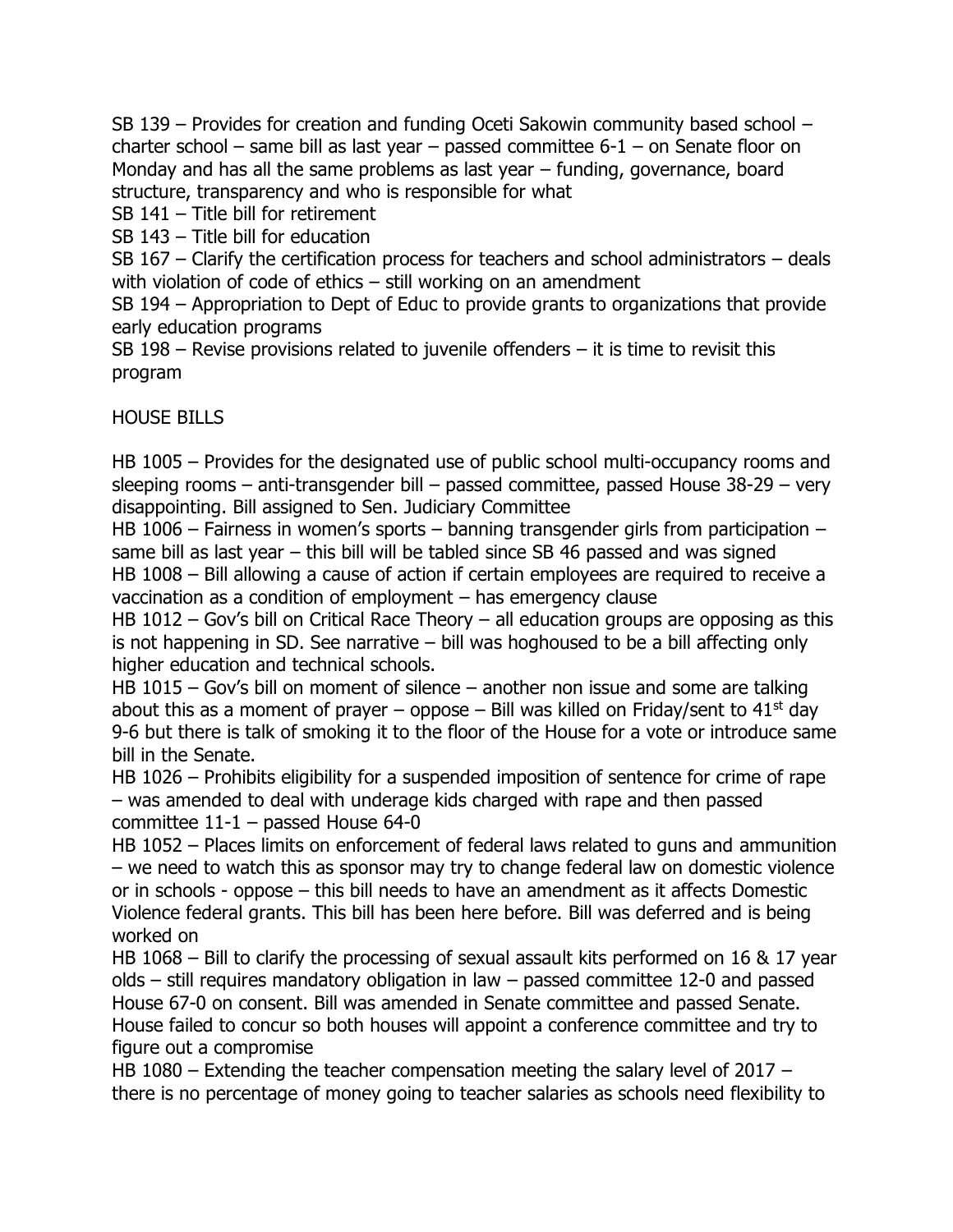SB 139 – Provides for creation and funding Oceti Sakowin community based school – charter school – same bill as last year – passed committee 6-1 – on Senate floor on Monday and has all the same problems as last year – funding, governance, board structure, transparency and who is responsible for what

SB 141 – Title bill for retirement

SB 143 – Title bill for education

SB 167 – Clarify the certification process for teachers and school administrators – deals with violation of code of ethics – still working on an amendment

SB 194 – Appropriation to Dept of Educ to provide grants to organizations that provide early education programs

SB 198 – Revise provisions related to juvenile offenders – it is time to revisit this program

HOUSE BILLS

HB 1005 – Provides for the designated use of public school multi-occupancy rooms and sleeping rooms – anti-transgender bill – passed committee, passed House 38-29 – very disappointing. Bill assigned to Sen. Judiciary Committee

HB 1006 – Fairness in women's sports – banning transgender girls from participation – same bill as last year – this bill will be tabled since SB 46 passed and was signed

HB 1008 – Bill allowing a cause of action if certain employees are required to receive a vaccination as a condition of employment – has emergency clause

HB 1012 – Gov's bill on Critical Race Theory – all education groups are opposing as this is not happening in SD. See narrative – bill was hoghoused to be a bill affecting only higher education and technical schools.

HB 1015 – Gov's bill on moment of silence – another non issue and some are talking about this as a moment of prayer – oppose – Bill was killed on Friday/sent to 41st day 9-6 but there is talk of smoking it to the floor of the House for a vote or introduce same bill in the Senate.

HB 1026 – Prohibits eligibility for a suspended imposition of sentence for crime of rape – was amended to deal with underage kids charged with rape and then passed committee 11-1 – passed House 64-0

HB 1052 – Places limits on enforcement of federal laws related to guns and ammunition – we need to watch this as sponsor may try to change federal law on domestic violence or in schools - oppose – this bill needs to have an amendment as it affects Domestic Violence federal grants. This bill has been here before. Bill was deferred and is being worked on

HB 1068 – Bill to clarify the processing of sexual assault kits performed on 16 & 17 year olds – still requires mandatory obligation in law – passed committee 12-0 and passed House 67-0 on consent. Bill was amended in Senate committee and passed Senate. House failed to concur so both houses will appoint a conference committee and try to figure out a compromise

HB 1080 – Extending the teacher compensation meeting the salary level of 2017 – there is no percentage of money going to teacher salaries as schools need flexibility to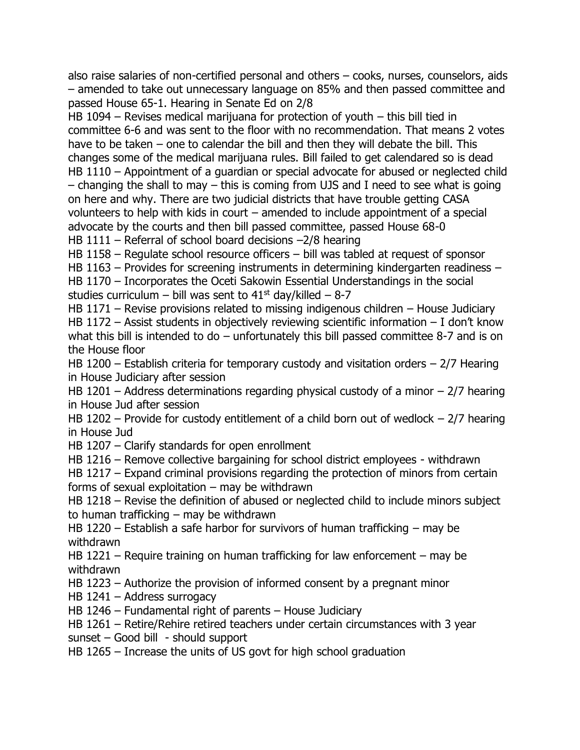also raise salaries of non-certified personal and others – cooks, nurses, counselors, aids – amended to take out unnecessary language on 85% and then passed committee and passed House 65-1. Hearing in Senate Ed on 2/8

HB 1094 – Revises medical marijuana for protection of youth – this bill tied in committee 6-6 and was sent to the floor with no recommendation. That means 2 votes have to be taken – one to calendar the bill and then they will debate the bill. This changes some of the medical marijuana rules. Bill failed to get calendared so is dead

HB 1110 – Appointment of a guardian or special advocate for abused or neglected child – changing the shall to may – this is coming from UJS and I need to see what is going on here and why. There are two judicial districts that have trouble getting CASA volunteers to help with kids in court – amended to include appointment of a special advocate by the courts and then bill passed committee, passed House 68-0

HB 1111 – Referral of school board decisions –2/8 hearing

HB 1158 – Regulate school resource officers – bill was tabled at request of sponsor

HB 1163 – Provides for screening instruments in determining kindergarten readiness –

HB 1170 – Incorporates the Oceti Sakowin Essential Understandings in the social studies curriculum – bill was sent to 41st day/killed – 8-7

HB 1171 – Revise provisions related to missing indigenous children – House Judiciary

HB 1172 – Assist students in objectively reviewing scientific information – I don't know what this bill is intended to do – unfortunately this bill passed committee 8-7 and is on the House floor

HB 1200 – Establish criteria for temporary custody and visitation orders – 2/7 Hearing in House Judiciary after session

HB 1201 – Address determinations regarding physical custody of a minor – 2/7 hearing in House Jud after session

HB 1202 – Provide for custody entitlement of a child born out of wedlock – 2/7 hearing in House Jud

HB 1207 – Clarify standards for open enrollment

HB 1216 – Remove collective bargaining for school district employees - withdrawn

HB 1217 – Expand criminal provisions regarding the protection of minors from certain forms of sexual exploitation – may be withdrawn

HB 1218 – Revise the definition of abused or neglected child to include minors subject to human trafficking – may be withdrawn

HB 1220 – Establish a safe harbor for survivors of human trafficking – may be withdrawn

HB 1221 – Require training on human trafficking for law enforcement – may be withdrawn

HB 1223 – Authorize the provision of informed consent by a pregnant minor

HB 1241 – Address surrogacy

HB 1246 – Fundamental right of parents – House Judiciary

HB 1261 – Retire/Rehire retired teachers under certain circumstances with 3 year sunset – Good bill - should support

HB 1265 – Increase the units of US govt for high school graduation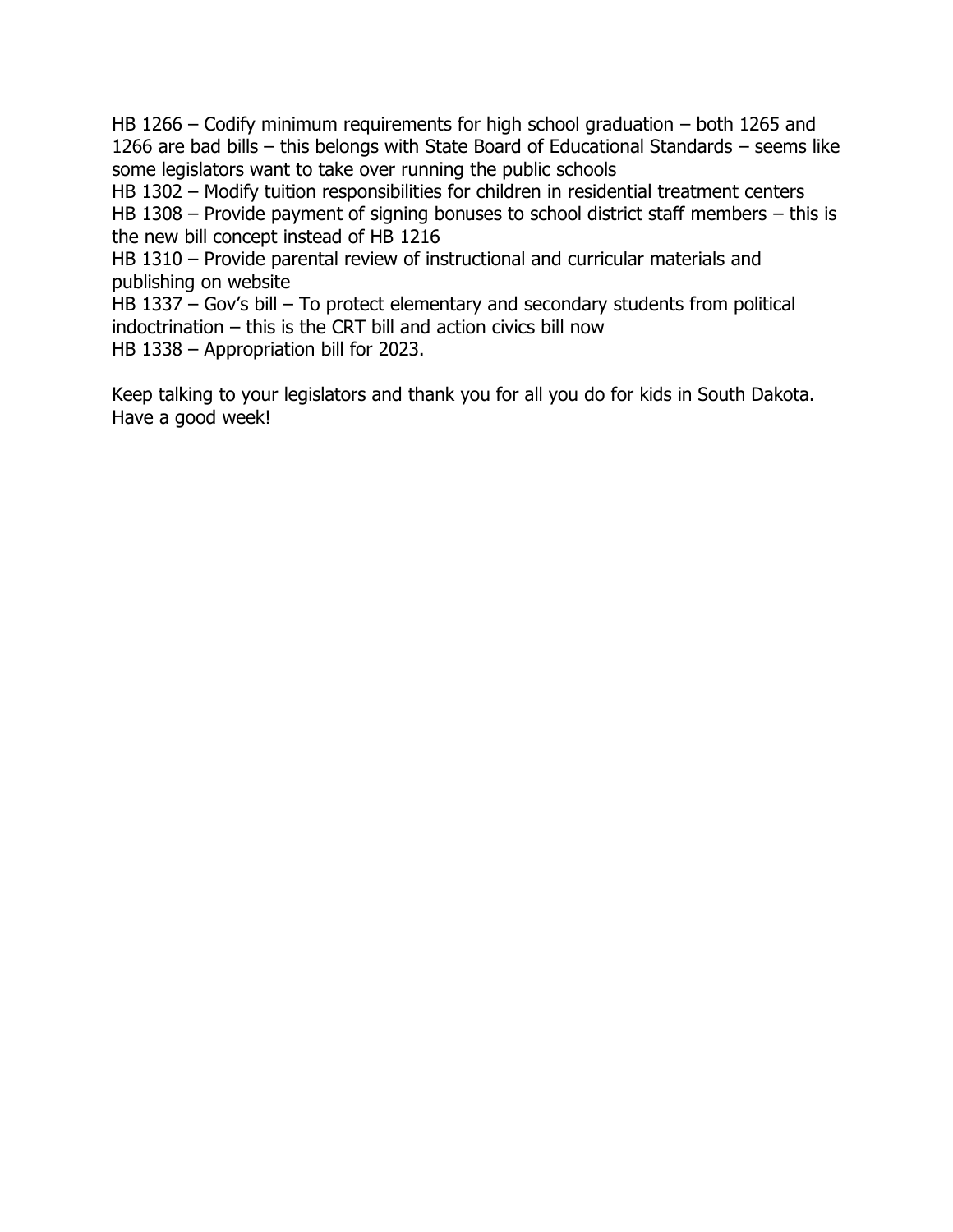HB 1266 – Codify minimum requirements for high school graduation – both 1265 and 1266 are bad bills – this belongs with State Board of Educational Standards – seems like some legislators want to take over running the public schools
HB 1302 – Modify tuition responsibilities for children in residential treatment centers
HB 1308 – Provide payment of signing bonuses to school district staff members – this is the new bill concept instead of HB 1216
HB 1310 – Provide parental review of instructional and curricular materials and publishing on website
HB 1337 – Gov's bill – To protect elementary and secondary students from political indoctrination – this is the CRT bill and action civics bill now
HB 1338 – Appropriation bill for 2023.

Keep talking to your legislators and thank you for all you do for kids in South Dakota. Have a good week!